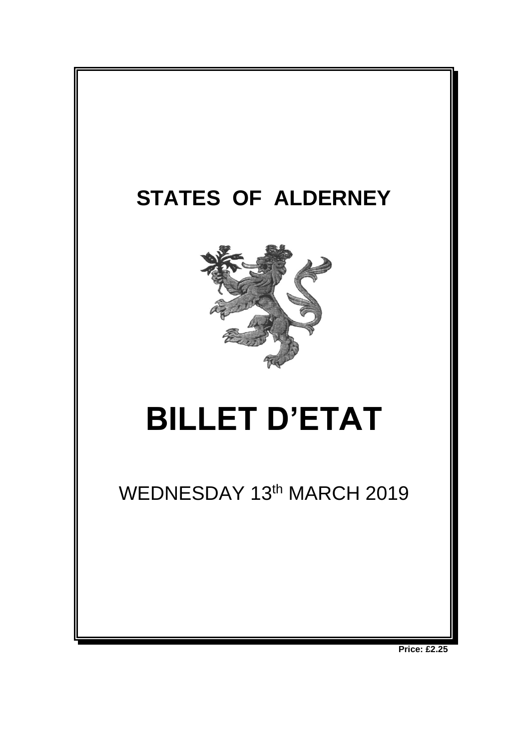# STATES OF ALDERNEY

# BILLET D'ETAT

WEDNESDAY 13th MARCH 2019

**Price: £2.25**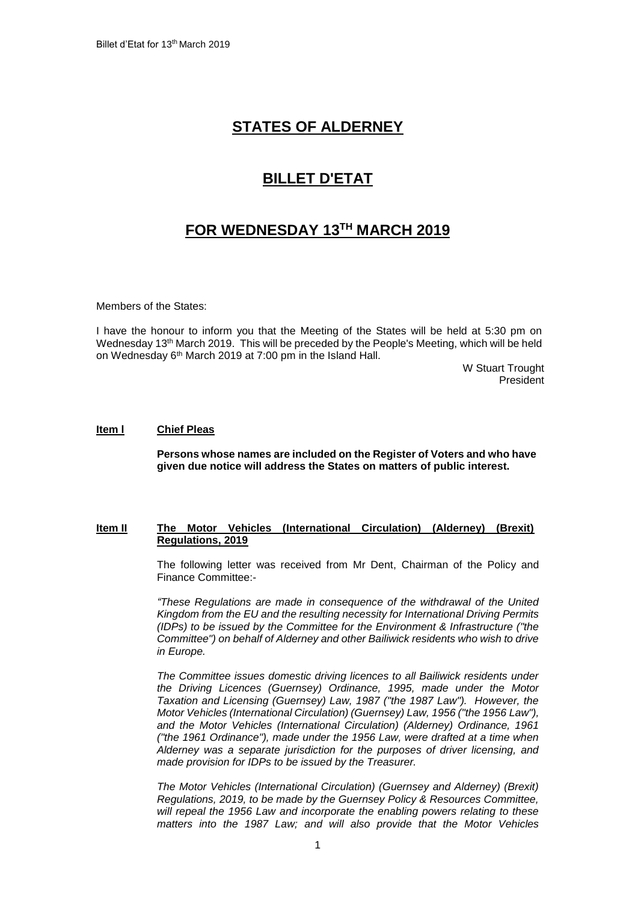# STATES OF ALDERNEY

# BILLET D'ETAT

# FOR WEDNESDAY 13TH MARCH 2019

Members of the States:

I have the honour to inform you that the Meeting of the States will be held at 5:30 pm on Wednesday 13th March 2019. This will be preceded by the People's Meeting, which will be held on Wednesday 6th March 2019 at 7:00 pm in the Island Hall.

W Stuart Trought
President

**Item l** **Chief Pleas**

**Persons whose names are included on the Register of Voters and who have given due notice will address the States on matters of public interest.**

**Item II** **The Motor Vehicles (International Circulation) (Alderney) (Brexit) Regulations, 2019**

The following letter was received from Mr Dent, Chairman of the Policy and Finance Committee:-

*"These Regulations are made in consequence of the withdrawal of the United Kingdom from the EU and the resulting necessity for International Driving Permits (IDPs) to be issued by the Committee for the Environment & Infrastructure ("the Committee") on behalf of Alderney and other Bailiwick residents who wish to drive in Europe.*

*The Committee issues domestic driving licences to all Bailiwick residents under the Driving Licences (Guernsey) Ordinance, 1995, made under the Motor Taxation and Licensing (Guernsey) Law, 1987 ("the 1987 Law"). However, the Motor Vehicles (International Circulation) (Guernsey) Law, 1956 ("the 1956 Law"), and the Motor Vehicles (International Circulation) (Alderney) Ordinance, 1961 ("the 1961 Ordinance"), made under the 1956 Law, were drafted at a time when Alderney was a separate jurisdiction for the purposes of driver licensing, and made provision for IDPs to be issued by the Treasurer.*

*The Motor Vehicles (International Circulation) (Guernsey and Alderney) (Brexit) Regulations, 2019, to be made by the Guernsey Policy & Resources Committee, will repeal the 1956 Law and incorporate the enabling powers relating to these matters into the 1987 Law; and will also provide that the Motor Vehicles*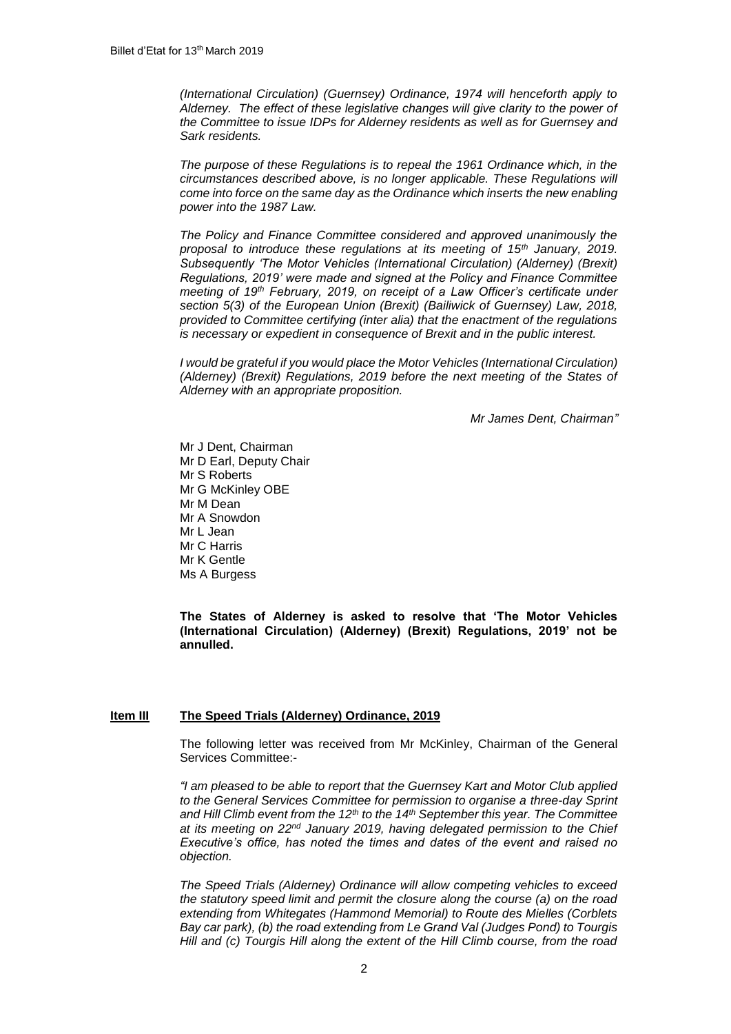*(International Circulation) (Guernsey) Ordinance, 1974 will henceforth apply to Alderney. The effect of these legislative changes will give clarity to the power of the Committee to issue IDPs for Alderney residents as well as for Guernsey and Sark residents.*

*The purpose of these Regulations is to repeal the 1961 Ordinance which, in the circumstances described above, is no longer applicable. These Regulations will come into force on the same day as the Ordinance which inserts the new enabling power into the 1987 Law.*

*The Policy and Finance Committee considered and approved unanimously the proposal to introduce these regulations at its meeting of 15th January, 2019. Subsequently 'The Motor Vehicles (International Circulation) (Alderney) (Brexit) Regulations, 2019' were made and signed at the Policy and Finance Committee meeting of 19th February, 2019, on receipt of a Law Officer's certificate under section 5(3) of the European Union (Brexit) (Bailiwick of Guernsey) Law, 2018, provided to Committee certifying (inter alia) that the enactment of the regulations is necessary or expedient in consequence of Brexit and in the public interest.*

*I would be grateful if you would place the Motor Vehicles (International Circulation) (Alderney) (Brexit) Regulations, 2019 before the next meeting of the States of Alderney with an appropriate proposition.*

*Mr James Dent, Chairman"*

Mr J Dent, Chairman
Mr D Earl, Deputy Chair
Mr S Roberts
Mr G McKinley OBE
Mr M Dean
Mr A Snowdon
Mr L Jean
Mr C Harris
Mr K Gentle
Ms A Burgess

**The States of Alderney is asked to resolve that 'The Motor Vehicles (International Circulation) (Alderney) (Brexit) Regulations, 2019' not be annulled.**

**<u>Item III</u> <u>The Speed Trials (Alderney) Ordinance, 2019</u>**

The following letter was received from Mr McKinley, Chairman of the General Services Committee:-

*"I am pleased to be able to report that the Guernsey Kart and Motor Club applied to the General Services Committee for permission to organise a three-day Sprint and Hill Climb event from the 12th to the 14th September this year. The Committee at its meeting on 22nd January 2019, having delegated permission to the Chief Executive's office, has noted the times and dates of the event and raised no objection.*

*The Speed Trials (Alderney) Ordinance will allow competing vehicles to exceed the statutory speed limit and permit the closure along the course (a) on the road extending from Whitegates (Hammond Memorial) to Route des Mielles (Corblets Bay car park), (b) the road extending from Le Grand Val (Judges Pond) to Tourgis Hill and (c) Tourgis Hill along the extent of the Hill Climb course, from the road*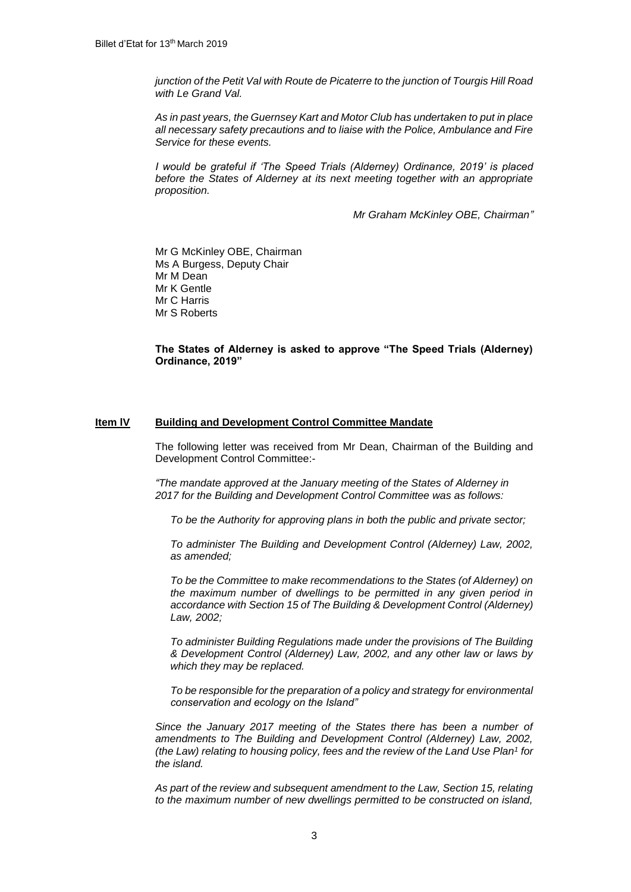*junction of the Petit Val with Route de Picaterre to the junction of Tourgis Hill Road with Le Grand Val.*

*As in past years, the Guernsey Kart and Motor Club has undertaken to put in place all necessary safety precautions and to liaise with the Police, Ambulance and Fire Service for these events.*

*I would be grateful if 'The Speed Trials (Alderney) Ordinance, 2019' is placed before the States of Alderney at its next meeting together with an appropriate proposition.*

*Mr Graham McKinley OBE, Chairman"*

Mr G McKinley OBE, Chairman
Ms A Burgess, Deputy Chair
Mr M Dean
Mr K Gentle
Mr C Harris
Mr S Roberts

**The States of Alderney is asked to approve "The Speed Trials (Alderney) Ordinance, 2019"**

## Item IV Building and Development Control Committee Mandate

The following letter was received from Mr Dean, Chairman of the Building and Development Control Committee:-

*"The mandate approved at the January meeting of the States of Alderney in 2017 for the Building and Development Control Committee was as follows:*

*To be the Authority for approving plans in both the public and private sector;*

*To administer The Building and Development Control (Alderney) Law, 2002, as amended;*

*To be the Committee to make recommendations to the States (of Alderney) on the maximum number of dwellings to be permitted in any given period in accordance with Section 15 of The Building & Development Control (Alderney) Law, 2002;*

*To administer Building Regulations made under the provisions of The Building & Development Control (Alderney) Law, 2002, and any other law or laws by which they may be replaced.*

*To be responsible for the preparation of a policy and strategy for environmental conservation and ecology on the Island"*

*Since the January 2017 meeting of the States there has been a number of amendments to The Building and Development Control (Alderney) Law, 2002, (the Law) relating to housing policy, fees and the review of the Land Use Plan[1] for the island.*

*As part of the review and subsequent amendment to the Law, Section 15, relating to the maximum number of new dwellings permitted to be constructed on island,*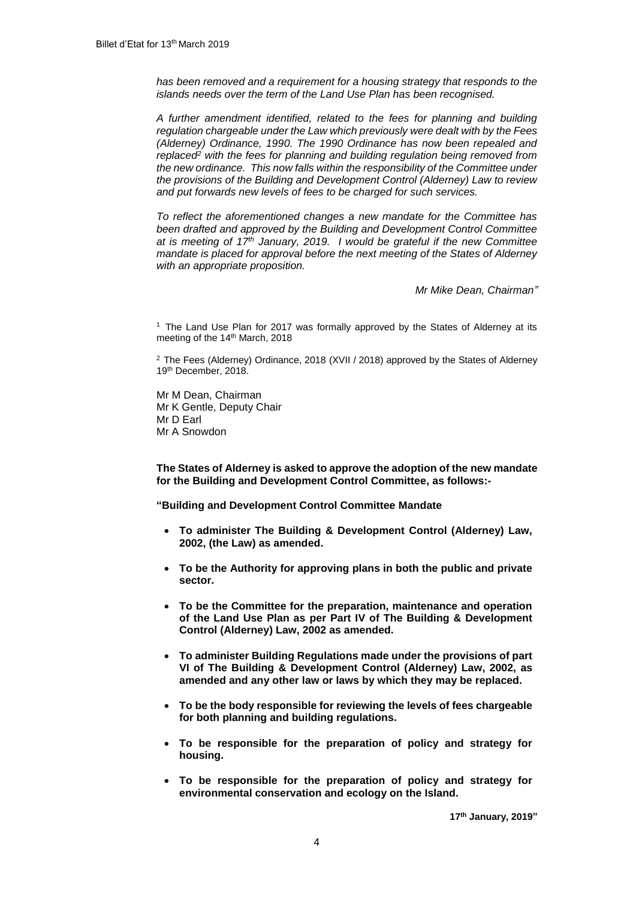*has been removed and a requirement for a housing strategy that responds to the islands needs over the term of the Land Use Plan has been recognised.*

*A further amendment identified, related to the fees for planning and building regulation chargeable under the Law which previously were dealt with by the Fees (Alderney) Ordinance, 1990. The 1990 Ordinance has now been repealed and replaced[2] with the fees for planning and building regulation being removed from the new ordinance. This now falls within the responsibility of the Committee under the provisions of the Building and Development Control (Alderney) Law to review and put forwards new levels of fees to be charged for such services.*

*To reflect the aforementioned changes a new mandate for the Committee has been drafted and approved by the Building and Development Control Committee at is meeting of 17th January, 2019. I would be grateful if the new Committee mandate is placed for approval before the next meeting of the States of Alderney with an appropriate proposition.*

*Mr Mike Dean, Chairman"*

[1] The Land Use Plan for 2017 was formally approved by the States of Alderney at its meeting of the 14th March, 2018

[2] The Fees (Alderney) Ordinance, 2018 (XVII / 2018) approved by the States of Alderney 19th December, 2018.

Mr M Dean, Chairman
Mr K Gentle, Deputy Chair
Mr D Earl
Mr A Snowdon

**The States of Alderney is asked to approve the adoption of the new mandate for the Building and Development Control Committee, as follows:-**

**"Building and Development Control Committee Mandate**

- **To administer The Building & Development Control (Alderney) Law, 2002, (the Law) as amended.**
- **To be the Authority for approving plans in both the public and private sector.**
- **To be the Committee for the preparation, maintenance and operation of the Land Use Plan as per Part IV of The Building & Development Control (Alderney) Law, 2002 as amended.**
- **To administer Building Regulations made under the provisions of part VI of The Building & Development Control (Alderney) Law, 2002, as amended and any other law or laws by which they may be replaced.**
- **To be the body responsible for reviewing the levels of fees chargeable for both planning and building regulations.**
- **To be responsible for the preparation of policy and strategy for housing.**
- **To be responsible for the preparation of policy and strategy for environmental conservation and ecology on the Island.**

**17th January, 2019"**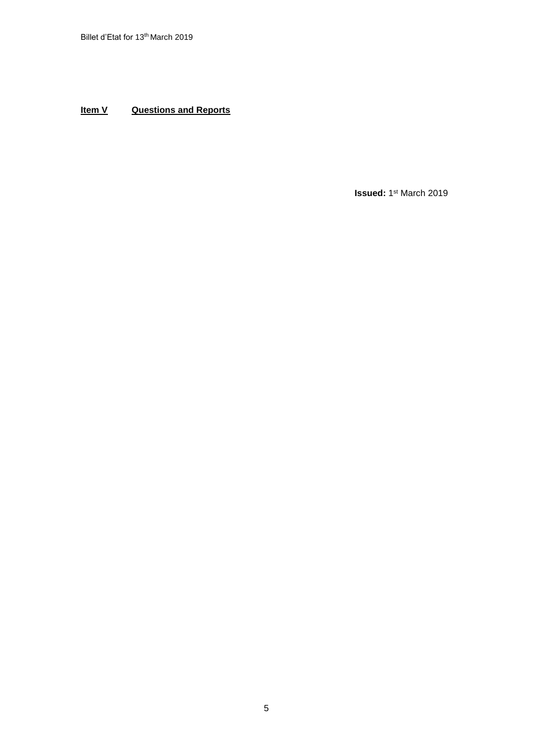**Item V Questions and Reports**

**Issued:** 1st March 2019